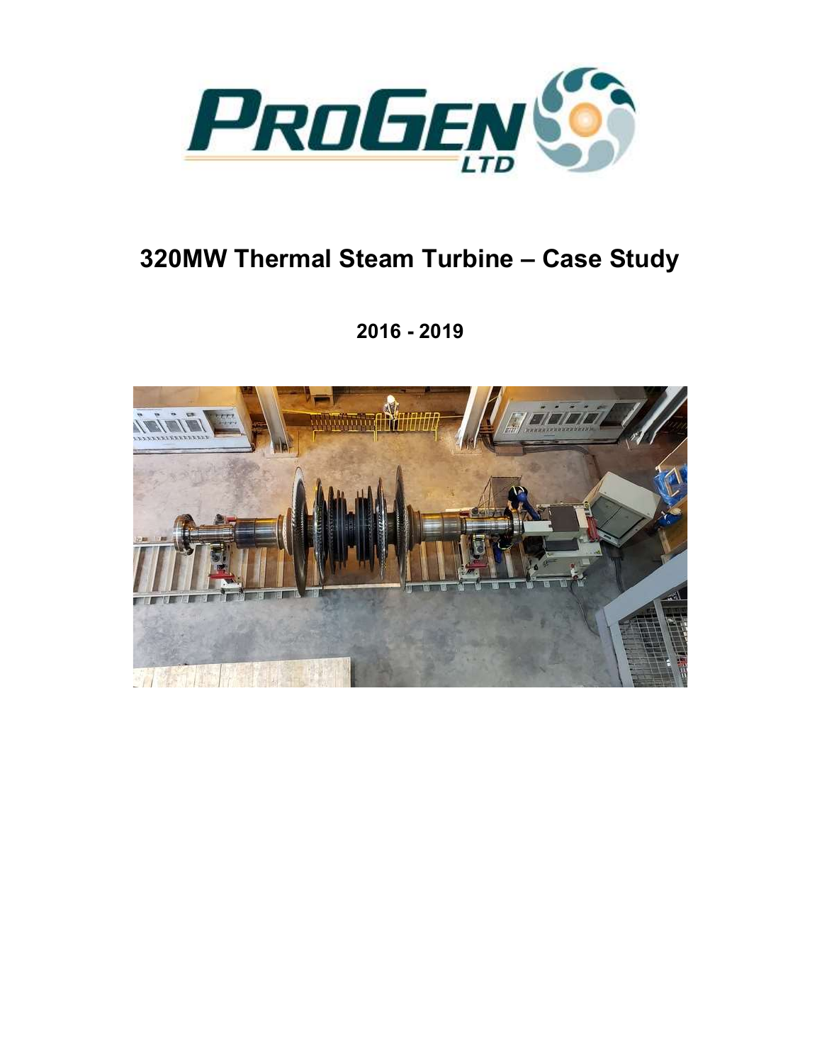# 320MW Thermal Steam Turbine – Case Study

## 2016 - 2019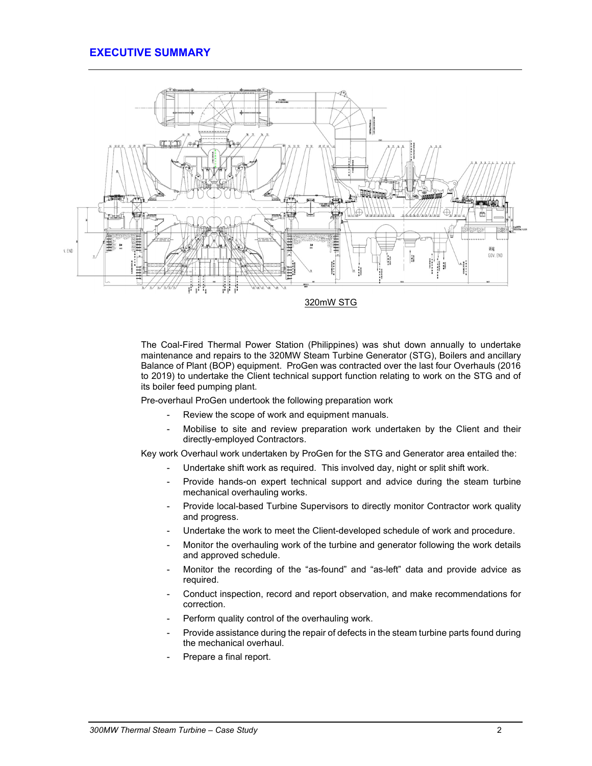# EXECUTIVE SUMMARY

320mW STG

The Coal-Fired Thermal Power Station (Philippines) was shut down annually to undertake maintenance and repairs to the 320MW Steam Turbine Generator (STG), Boilers and ancillary Balance of Plant (BOP) equipment. ProGen was contracted over the last four Overhauls (2016 to 2019) to undertake the Client technical support function relating to work on the STG and of its boiler feed pumping plant.

Pre-overhaul ProGen undertook the following preparation work

- Review the scope of work and equipment manuals.
- Mobilise to site and review preparation work undertaken by the Client and their directly-employed Contractors.

Key work Overhaul work undertaken by ProGen for the STG and Generator area entailed the:

- Undertake shift work as required. This involved day, night or split shift work.
- Provide hands-on expert technical support and advice during the steam turbine mechanical overhauling works.
- Provide local-based Turbine Supervisors to directly monitor Contractor work quality and progress.
- Undertake the work to meet the Client-developed schedule of work and procedure.
- Monitor the overhauling work of the turbine and generator following the work details and approved schedule.
- Monitor the recording of the "as-found" and "as-left" data and provide advice as required.
- Conduct inspection, record and report observation, and make recommendations for correction.
- Perform quality control of the overhauling work.
- Provide assistance during the repair of defects in the steam turbine parts found during the mechanical overhaul.
- Prepare a final report.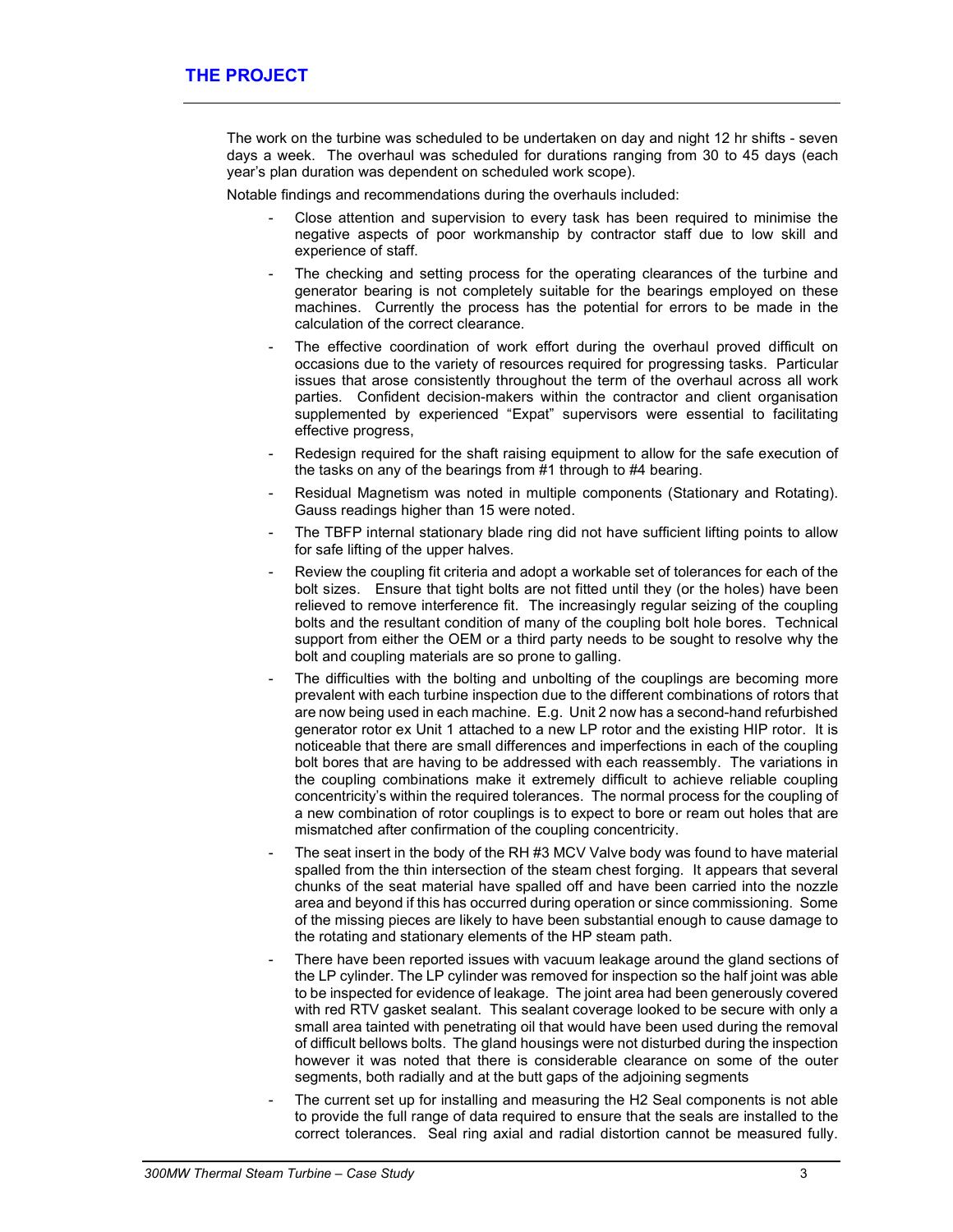## THE PROJECT

The work on the turbine was scheduled to be undertaken on day and night 12 hr shifts - seven days a week. The overhaul was scheduled for durations ranging from 30 to 45 days (each year's plan duration was dependent on scheduled work scope).

Notable findings and recommendations during the overhauls included:

- Close attention and supervision to every task has been required to minimise the negative aspects of poor workmanship by contractor staff due to low skill and experience of staff.
- The checking and setting process for the operating clearances of the turbine and generator bearing is not completely suitable for the bearings employed on these machines. Currently the process has the potential for errors to be made in the calculation of the correct clearance.
- The effective coordination of work effort during the overhaul proved difficult on occasions due to the variety of resources required for progressing tasks. Particular issues that arose consistently throughout the term of the overhaul across all work parties. Confident decision-makers within the contractor and client organisation supplemented by experienced "Expat" supervisors were essential to facilitating effective progress,
- Redesign required for the shaft raising equipment to allow for the safe execution of the tasks on any of the bearings from #1 through to #4 bearing.
- Residual Magnetism was noted in multiple components (Stationary and Rotating). Gauss readings higher than 15 were noted.
- The TBFP internal stationary blade ring did not have sufficient lifting points to allow for safe lifting of the upper halves.
- Review the coupling fit criteria and adopt a workable set of tolerances for each of the bolt sizes. Ensure that tight bolts are not fitted until they (or the holes) have been relieved to remove interference fit. The increasingly regular seizing of the coupling bolts and the resultant condition of many of the coupling bolt hole bores. Technical support from either the OEM or a third party needs to be sought to resolve why the bolt and coupling materials are so prone to galling.
- The difficulties with the bolting and unbolting of the couplings are becoming more prevalent with each turbine inspection due to the different combinations of rotors that are now being used in each machine. E.g. Unit 2 now has a second-hand refurbished generator rotor ex Unit 1 attached to a new LP rotor and the existing HIP rotor. It is noticeable that there are small differences and imperfections in each of the coupling bolt bores that are having to be addressed with each reassembly. The variations in the coupling combinations make it extremely difficult to achieve reliable coupling concentricity's within the required tolerances. The normal process for the coupling of a new combination of rotor couplings is to expect to bore or ream out holes that are mismatched after confirmation of the coupling concentricity.
- The seat insert in the body of the RH #3 MCV Valve body was found to have material spalled from the thin intersection of the steam chest forging. It appears that several chunks of the seat material have spalled off and have been carried into the nozzle area and beyond if this has occurred during operation or since commissioning. Some of the missing pieces are likely to have been substantial enough to cause damage to the rotating and stationary elements of the HP steam path.
- There have been reported issues with vacuum leakage around the gland sections of the LP cylinder. The LP cylinder was removed for inspection so the half joint was able to be inspected for evidence of leakage. The joint area had been generously covered with red RTV gasket sealant. This sealant coverage looked to be secure with only a small area tainted with penetrating oil that would have been used during the removal of difficult bellows bolts. The gland housings were not disturbed during the inspection however it was noted that there is considerable clearance on some of the outer segments, both radially and at the butt gaps of the adjoining segments
- The current set up for installing and measuring the H2 Seal components is not able to provide the full range of data required to ensure that the seals are installed to the correct tolerances. Seal ring axial and radial distortion cannot be measured fully.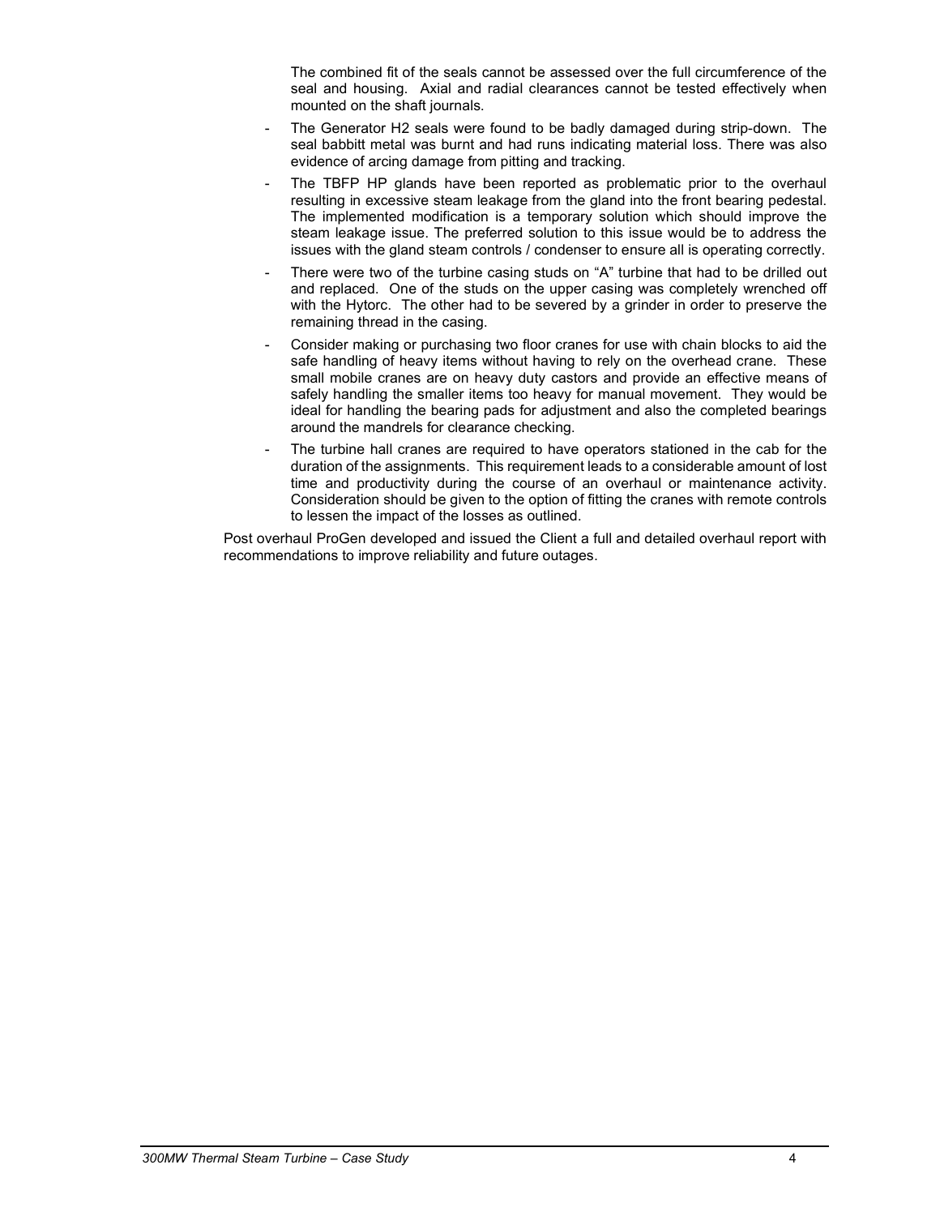The combined fit of the seals cannot be assessed over the full circumference of the seal and housing. Axial and radial clearances cannot be tested effectively when mounted on the shaft journals.

- The Generator H2 seals were found to be badly damaged during strip-down. The seal babbitt metal was burnt and had runs indicating material loss. There was also evidence of arcing damage from pitting and tracking.
- The TBFP HP glands have been reported as problematic prior to the overhaul resulting in excessive steam leakage from the gland into the front bearing pedestal. The implemented modification is a temporary solution which should improve the steam leakage issue. The preferred solution to this issue would be to address the issues with the gland steam controls / condenser to ensure all is operating correctly.
- There were two of the turbine casing studs on "A" turbine that had to be drilled out and replaced. One of the studs on the upper casing was completely wrenched off with the Hytorc. The other had to be severed by a grinder in order to preserve the remaining thread in the casing.
- Consider making or purchasing two floor cranes for use with chain blocks to aid the safe handling of heavy items without having to rely on the overhead crane. These small mobile cranes are on heavy duty castors and provide an effective means of safely handling the smaller items too heavy for manual movement. They would be ideal for handling the bearing pads for adjustment and also the completed bearings around the mandrels for clearance checking.
- The turbine hall cranes are required to have operators stationed in the cab for the duration of the assignments. This requirement leads to a considerable amount of lost time and productivity during the course of an overhaul or maintenance activity. Consideration should be given to the option of fitting the cranes with remote controls to lessen the impact of the losses as outlined.

Post overhaul ProGen developed and issued the Client a full and detailed overhaul report with recommendations to improve reliability and future outages.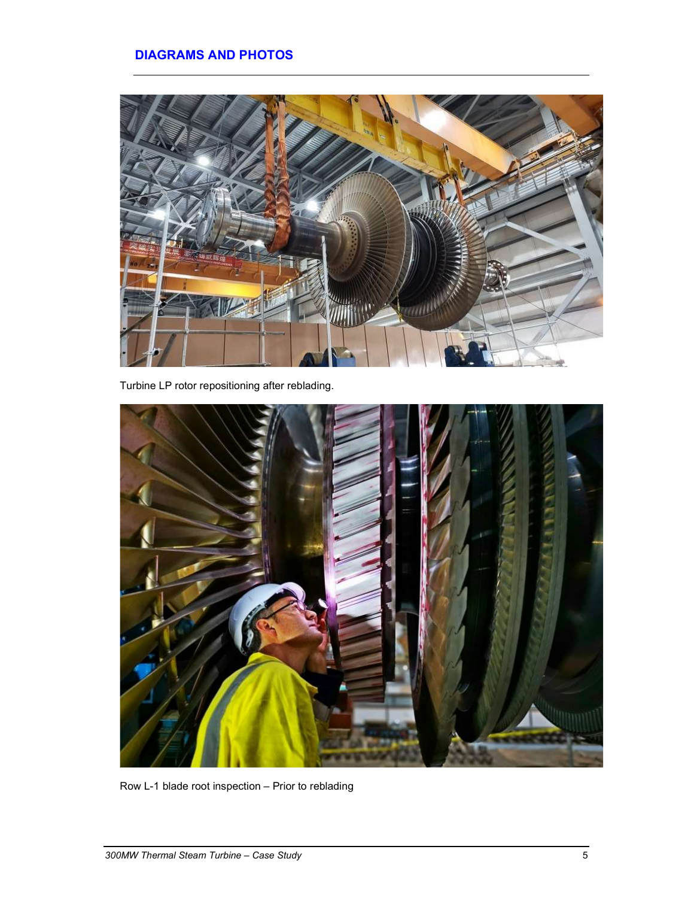## DIAGRAMS AND PHOTOS

Turbine LP rotor repositioning after reblading.

Row L-1 blade root inspection – Prior to reblading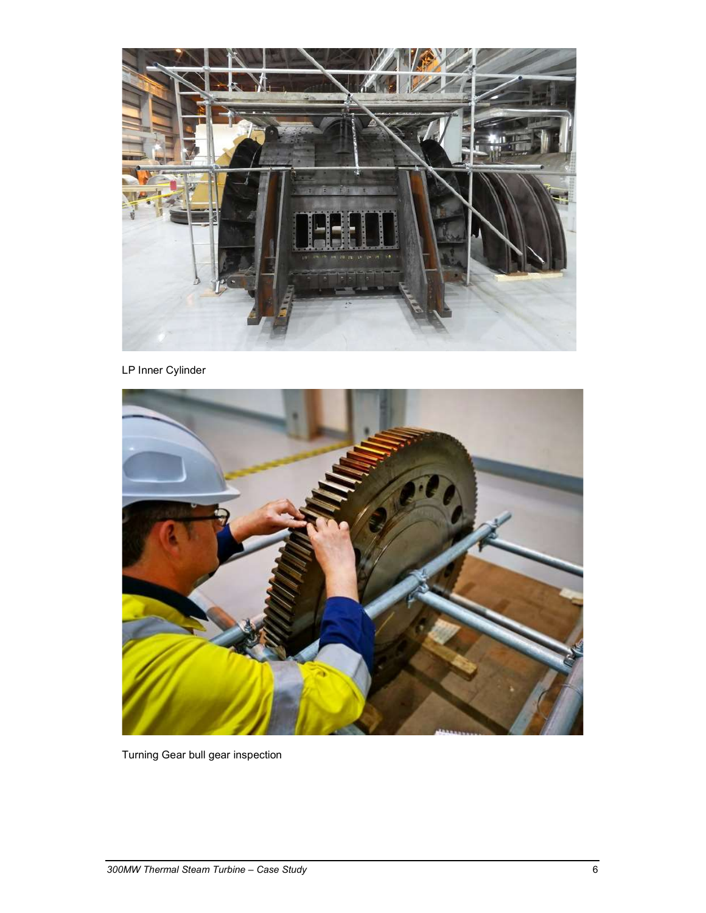LP Inner Cylinder

Turning Gear bull gear inspection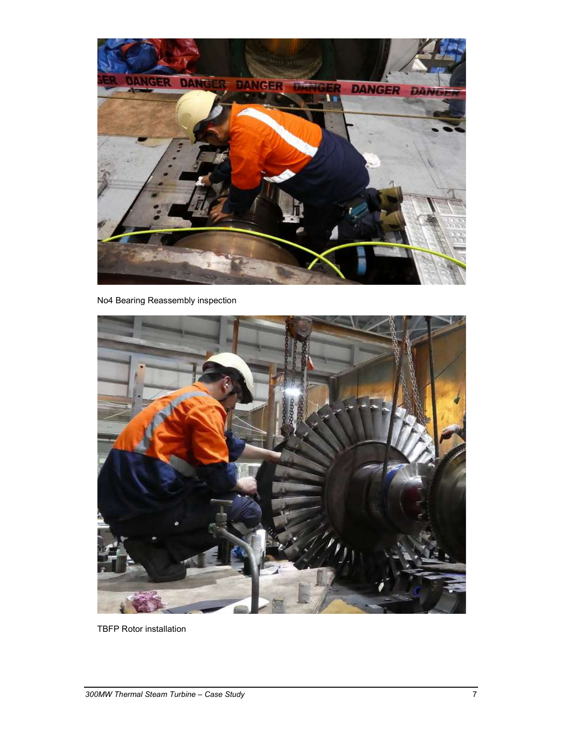No4 Bearing Reassembly inspection

TBFP Rotor installation